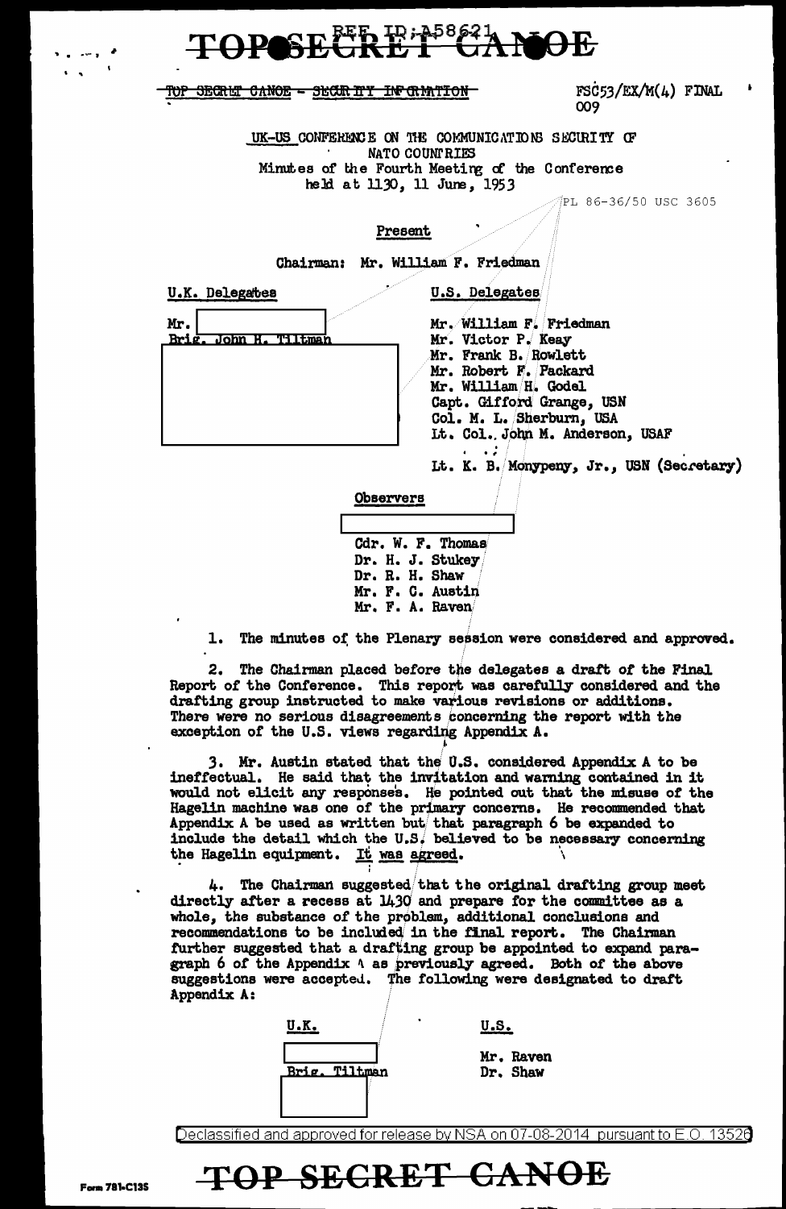TOP SECRET CANOE

REF ID:A58621

~~TOP SECRET CANOE - SECURITY INFORMATION~~

FSC53/EX/M(4) FINAL
009

UK-US CONFERENCE ON THE COMMUNICATIONS SECURITY OF NATO COUNTRIES
Minutes of the Fourth Meeting of the Conference
held at 1130, 11 June, 1953

PL 86-36/50 USC 3605

Present

Chairman: Mr. William F. Friedman

| U.K. Delegates | U.S. Delegates |
|---|---|
| Mr. [redacted] | Mr. William F. Friedman |
| Brig. John H. Tiltman | Mr. Victor P. Keay |
| [redacted] | Mr. Frank B. Rowlett |
| | Mr. Robert F. Packard |
| | Mr. William H. Godel |
| | Capt. Gifford Grange, USN |
| | Col. M. L. Sherburn, USA |
| | Lt. Col. John M. Anderson, USAF |
| | Lt. K. B. Monypeny, Jr., USN (Secretary) |

Observers

[redacted]
Cdr. W. F. Thomas
Dr. H. J. Stukey
Dr. R. H. Shaw
Mr. F. C. Austin
Mr. F. A. Raven

1. The minutes of the Plenary session were considered and approved.

2. The Chairman placed before the delegates a draft of the Final Report of the Conference. This report was carefully considered and the drafting group instructed to make various revisions or additions. There were no serious disagreements concerning the report with the exception of the U.S. views regarding Appendix A.

3. Mr. Austin stated that the U.S. considered Appendix A to be ineffectual. He said that the invitation and warning contained in it would not elicit any responses. He pointed out that the misuse of the Hagelin machine was one of the primary concerns. He recommended that Appendix A be used as written but that paragraph 6 be expanded to include the detail which the U.S. believed to be necessary concerning the Hagelin equipment. It was agreed.

4. The Chairman suggested that the original drafting group meet directly after a recess at 1430 and prepare for the committee as a whole, the substance of the problem, additional conclusions and recommendations to be included in the final report. The Chairman further suggested that a drafting group be appointed to expand paragraph 6 of the Appendix A as previously agreed. Both of the above suggestions were accepted. The following were designated to draft Appendix A:

| U.K. | U.S. |
|---|---|
| [redacted] | Mr. Raven |
| Brig. Tiltman | Dr. Shaw |
| [redacted] | |

Declassified and approved for release by NSA on 07-08-2014 pursuant to E.O. 13526

Form 781-C13S

TOP SECRET CANOE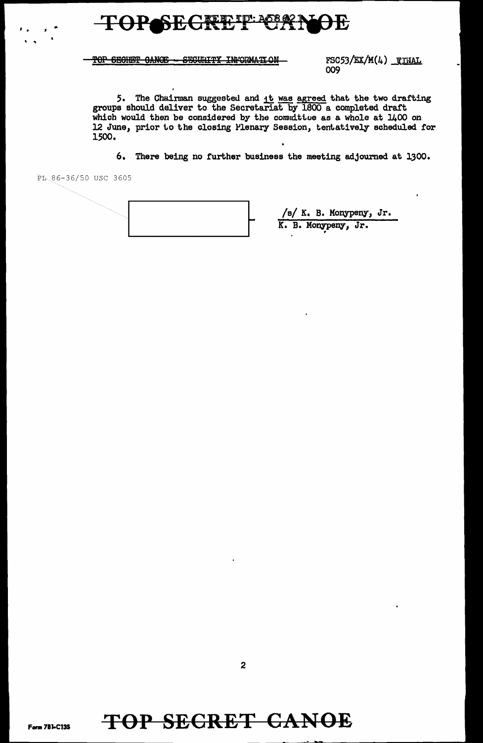~~TOP SECRET CANOE - SECURITY INFORMATION~~

FSC53/EX/M(4) FINAL
009

5. The Chairman suggested and it was agreed that the two drafting groups should deliver to the Secretariat by 1800 a completed draft which would then be considered by the committee as a whole at 1400 on 12 June, prior to the closing Plenary Session, tentatively scheduled for 1500.

6. There being no further business the meeting adjourned at 1300.

PL 86-36/50 USC 3605

/s/ K. B. Monypeny, Jr.
K. B. Monypeny, Jr.

Form 781-C13S